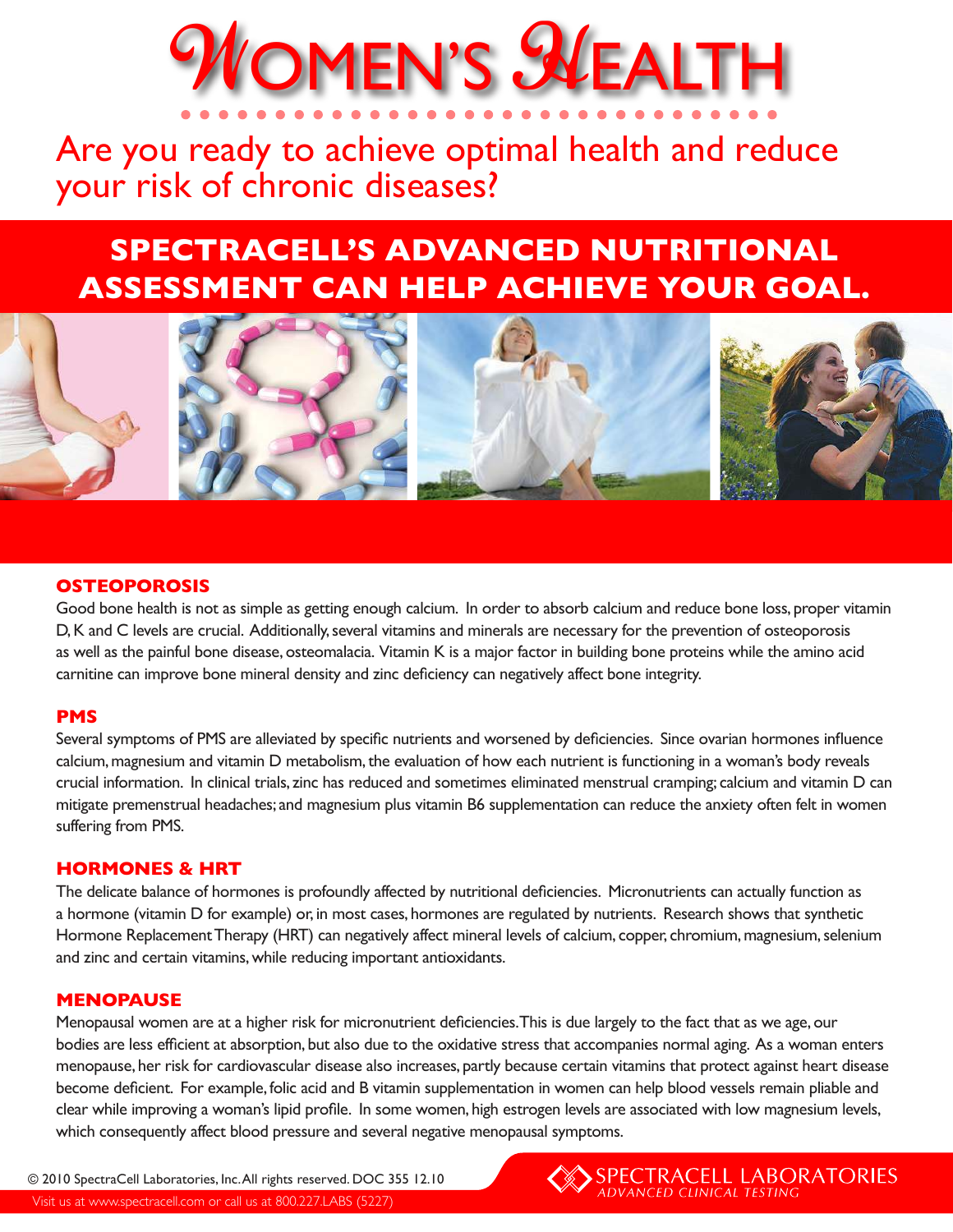# Women's Health

## Are you ready to achieve optimal health and reduce your risk of chronic diseases?

## SPECTRACELL'S ADVANCED NUTRITIONAL ASSESSMENT CAN HELP ACHIEVE YOUR GOAL.

### OSTEOPOROSIS

Good bone health is not as simple as getting enough calcium. In order to absorb calcium and reduce bone loss, proper vitamin D, K and C levels are crucial. Additionally, several vitamins and minerals are necessary for the prevention of osteoporosis as well as the painful bone disease, osteomalacia. Vitamin K is a major factor in building bone proteins while the amino acid carnitine can improve bone mineral density and zinc deficiency can negatively affect bone integrity.

### PMS

Several symptoms of PMS are alleviated by specific nutrients and worsened by deficiencies. Since ovarian hormones influence calcium, magnesium and vitamin D metabolism, the evaluation of how each nutrient is functioning in a woman's body reveals crucial information. In clinical trials, zinc has reduced and sometimes eliminated menstrual cramping; calcium and vitamin D can mitigate premenstrual headaches; and magnesium plus vitamin B6 supplementation can reduce the anxiety often felt in women suffering from PMS.

### HORMONES & HRT

The delicate balance of hormones is profoundly affected by nutritional deficiencies. Micronutrients can actually function as a hormone (vitamin D for example) or, in most cases, hormones are regulated by nutrients. Research shows that synthetic Hormone Replacement Therapy (HRT) can negatively affect mineral levels of calcium, copper, chromium, magnesium, selenium and zinc and certain vitamins, while reducing important antioxidants.

### MENOPAUSE

Menopausal women are at a higher risk for micronutrient deficiencies. This is due largely to the fact that as we age, our bodies are less efficient at absorption, but also due to the oxidative stress that accompanies normal aging. As a woman enters menopause, her risk for cardiovascular disease also increases, partly because certain vitamins that protect against heart disease become deficient. For example, folic acid and B vitamin supplementation in women can help blood vessels remain pliable and clear while improving a woman's lipid profile. In some women, high estrogen levels are associated with low magnesium levels, which consequently affect blood pressure and several negative menopausal symptoms.

© 2010 SpectraCell Laboratories, Inc. All rights reserved. DOC 355 12.10

Visit us at www.spectracell.com or call us at 800.227.LABS (5227)

SPECTRACELL LABORATORIES
*ADVANCED CLINICAL TESTING*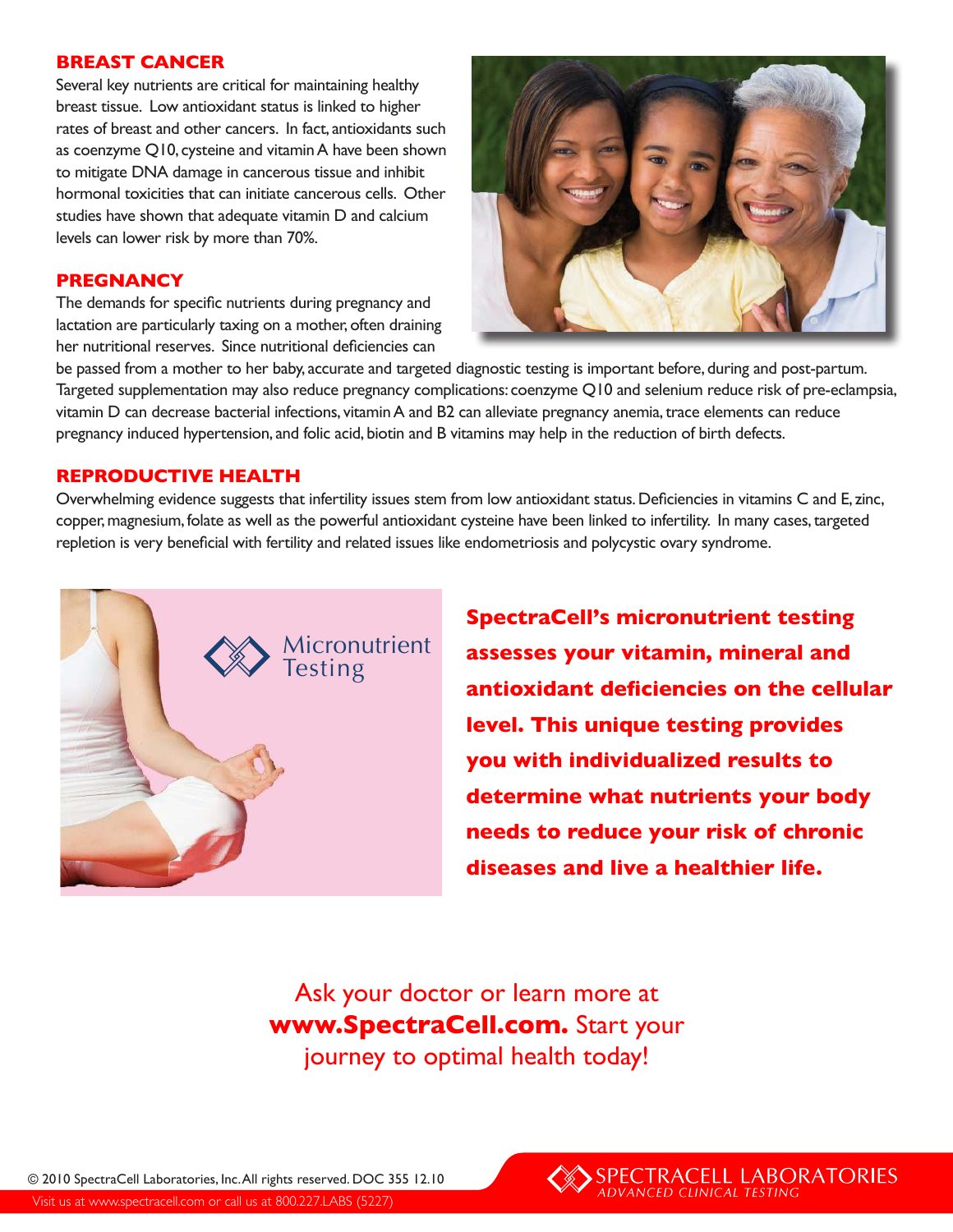## BREAST CANCER

Several key nutrients are critical for maintaining healthy breast tissue. Low antioxidant status is linked to higher rates of breast and other cancers. In fact, antioxidants such as coenzyme Q10, cysteine and vitamin A have been shown to mitigate DNA damage in cancerous tissue and inhibit hormonal toxicities that can initiate cancerous cells. Other studies have shown that adequate vitamin D and calcium levels can lower risk by more than 70%.

## PREGNANCY

The demands for specific nutrients during pregnancy and lactation are particularly taxing on a mother, often draining her nutritional reserves. Since nutritional deficiencies can be passed from a mother to her baby, accurate and targeted diagnostic testing is important before, during and post-partum. Targeted supplementation may also reduce pregnancy complications: coenzyme Q10 and selenium reduce risk of pre-eclampsia, vitamin D can decrease bacterial infections, vitamin A and B2 can alleviate pregnancy anemia, trace elements can reduce pregnancy induced hypertension, and folic acid, biotin and B vitamins may help in the reduction of birth defects.

## REPRODUCTIVE HEALTH

Overwhelming evidence suggests that infertility issues stem from low antioxidant status. Deficiencies in vitamins C and E, zinc, copper, magnesium, folate as well as the powerful antioxidant cysteine have been linked to infertility. In many cases, targeted repletion is very beneficial with fertility and related issues like endometriosis and polycystic ovary syndrome.

Micronutrient Testing

**SpectraCell's micronutrient testing assesses your vitamin, mineral and antioxidant deficiencies on the cellular level. This unique testing provides you with individualized results to determine what nutrients your body needs to reduce your risk of chronic diseases and live a healthier life.**

Ask your doctor or learn more at **www.SpectraCell.com.** Start your journey to optimal health today!

© 2010 SpectraCell Laboratories, Inc. All rights reserved. DOC 355 12.10

Visit us at www.spectracell.com or call us at 800.227.LABS (5227)

SPECTRACELL LABORATORIES
*ADVANCED CLINICAL TESTING*